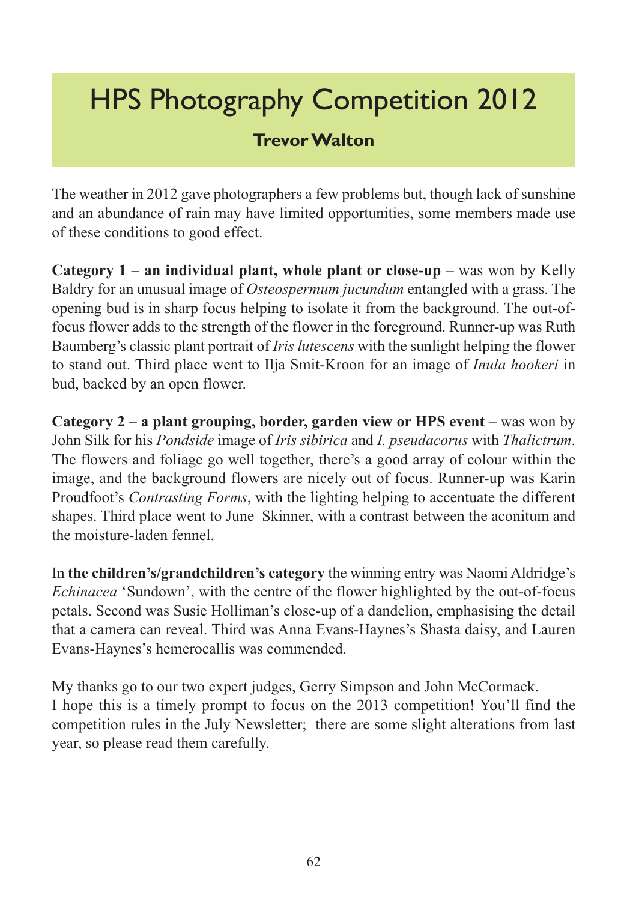# HPS Photography Competition 2012

**Trevor Walton**

The weather in 2012 gave photographers a few problems but, though lack of sunshine and an abundance of rain may have limited opportunities, some members made use of these conditions to good effect.

**Category 1 – an individual plant, whole plant or close-up** – was won by Kelly Baldry for an unusual image of *Osteospermum jucundum* entangled with a grass. The opening bud is in sharp focus helping to isolate it from the background. The out-of-focus flower adds to the strength of the flower in the foreground. Runner-up was Ruth Baumberg's classic plant portrait of *Iris lutescens* with the sunlight helping the flower to stand out. Third place went to Ilja Smit-Kroon for an image of *Inula hookeri* in bud, backed by an open flower.

**Category 2 – a plant grouping, border, garden view or HPS event** – was won by John Silk for his *Pondside* image of *Iris sibirica* and *I. pseudacorus* with *Thalictrum*. The flowers and foliage go well together, there's a good array of colour within the image, and the background flowers are nicely out of focus. Runner-up was Karin Proudfoot's *Contrasting Forms*, with the lighting helping to accentuate the different shapes. Third place went to June Skinner, with a contrast between the aconitum and the moisture-laden fennel.

In **the children's/grandchildren's category** the winning entry was Naomi Aldridge's *Echinacea* 'Sundown', with the centre of the flower highlighted by the out-of-focus petals. Second was Susie Holliman's close-up of a dandelion, emphasising the detail that a camera can reveal. Third was Anna Evans-Haynes's Shasta daisy, and Lauren Evans-Haynes's hemerocallis was commended.

My thanks go to our two expert judges, Gerry Simpson and John McCormack.
I hope this is a timely prompt to focus on the 2013 competition! You'll find the competition rules in the July Newsletter; there are some slight alterations from last year, so please read them carefully.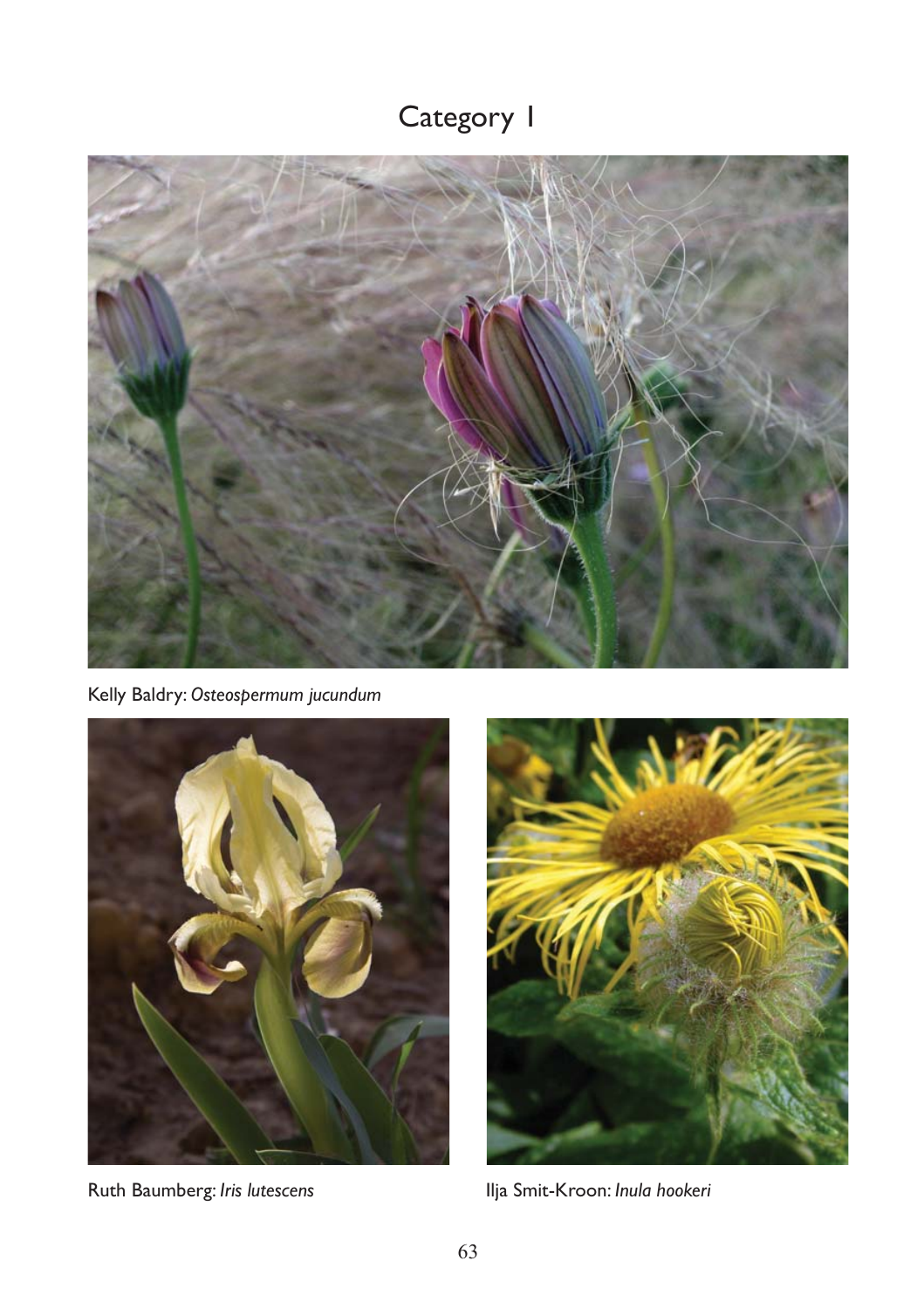# Category 1

Kelly Baldry: *Osteospermum jucundum*

Ruth Baumberg: *Iris lutescens*

Ilja Smit-Kroon: *Inula hookeri*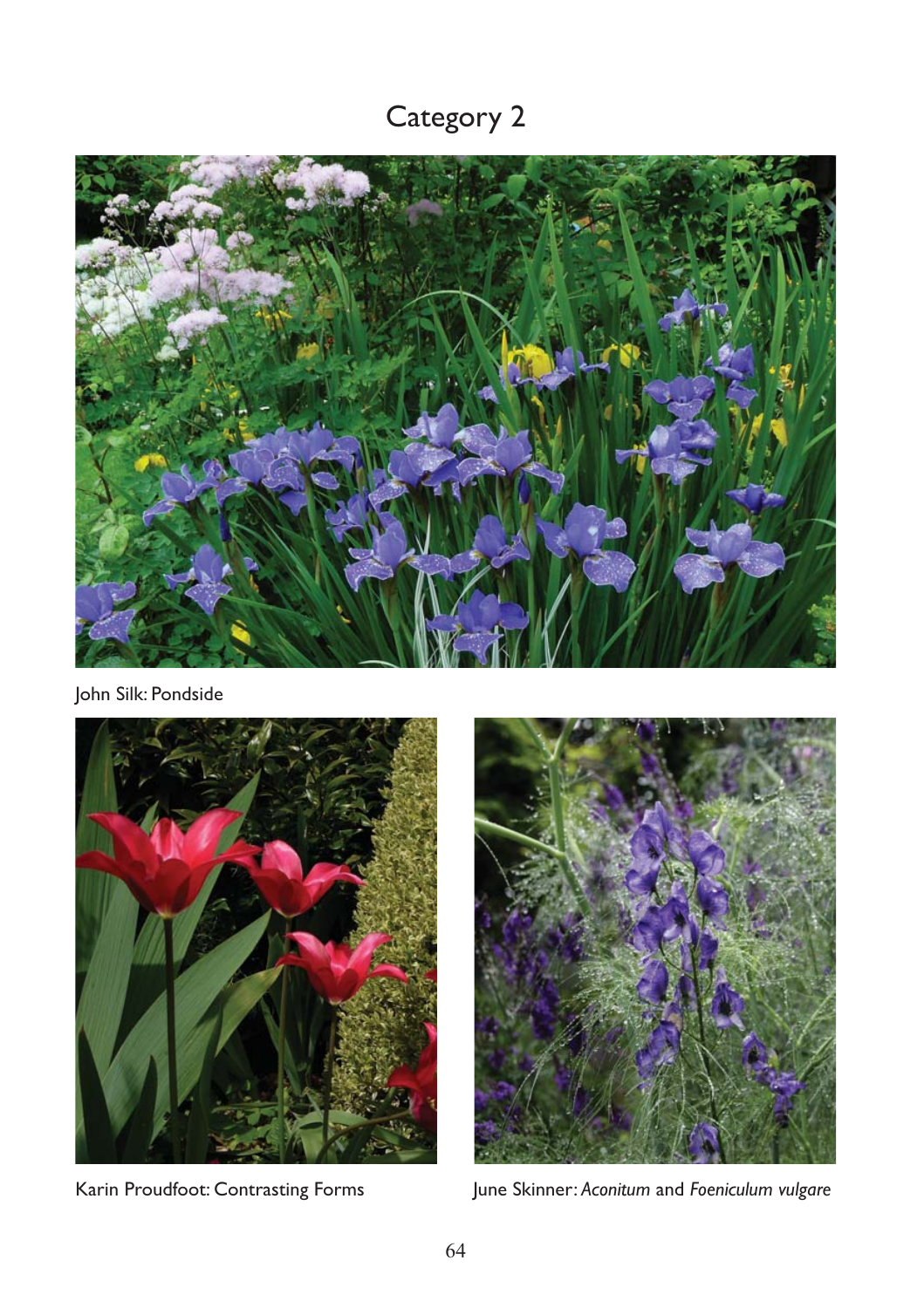# Category 2

John Silk: Pondside

Karin Proudfoot: Contrasting Forms

June Skinner: *Aconitum* and *Foeniculum vulgare*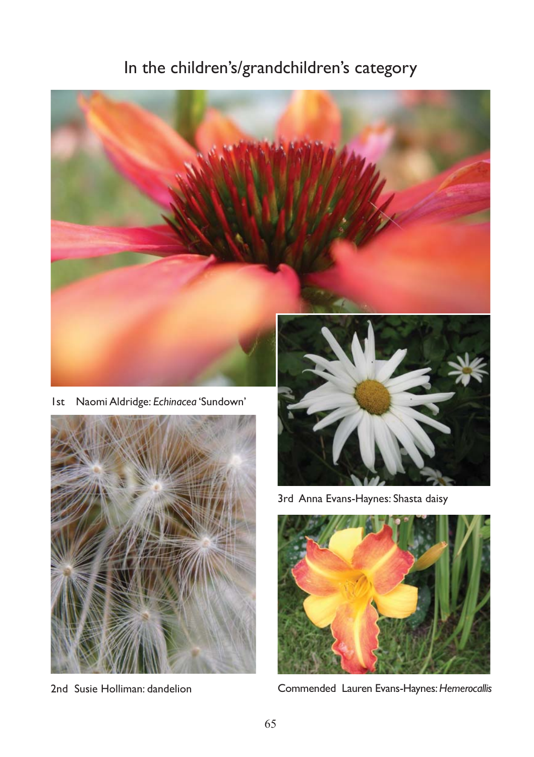# In the children's/grandchildren's category

1st Naomi Aldridge: *Echinacea* 'Sundown'

3rd Anna Evans-Haynes: Shasta daisy

2nd Susie Holliman: dandelion

Commended Lauren Evans-Haynes: *Hemerocallis*